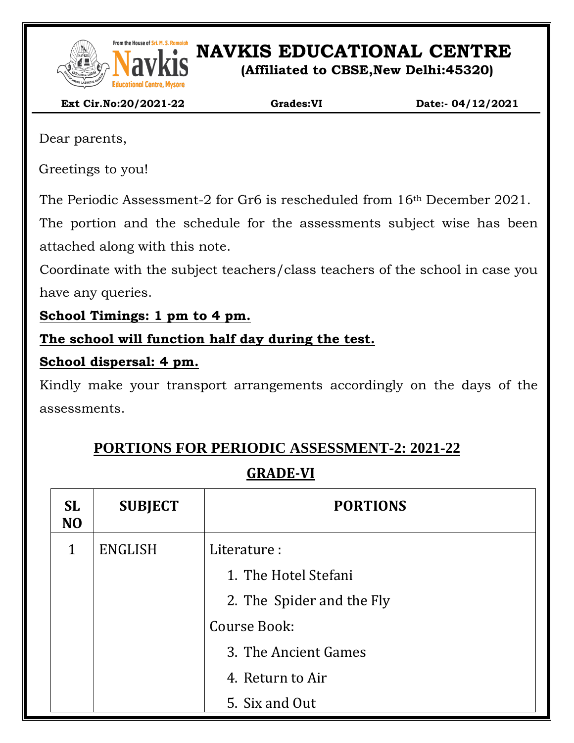# NAVKIS EDUCATIONAL CENTRE

**(Affiliated to CBSE,New Delhi:45320)**

**Ext Cir.No:20/2021-22** **Grades:VI** **Date:- 04/12/2021**

Dear parents,

Greetings to you!

The Periodic Assessment-2 for Gr6 is rescheduled from 16th December 2021.

The portion and the schedule for the assessments subject wise has been attached along with this note.

Coordinate with the subject teachers/class teachers of the school in case you have any queries.

**School Timings: 1 pm to 4 pm.**

**The school will function half day during the test.**

**School dispersal: 4 pm.**

Kindly make your transport arrangements accordingly on the days of the assessments.

## PORTIONS FOR PERIODIC ASSESSMENT-2: 2021-22

## GRADE-VI

| SL NO | SUBJECT | PORTIONS |
|---|---|---|
| 1 | ENGLISH | Literature :<br>1. The Hotel Stefani<br>2. The Spider and the Fly<br>Course Book:<br>3. The Ancient Games<br>4. Return to Air<br>5. Six and Out |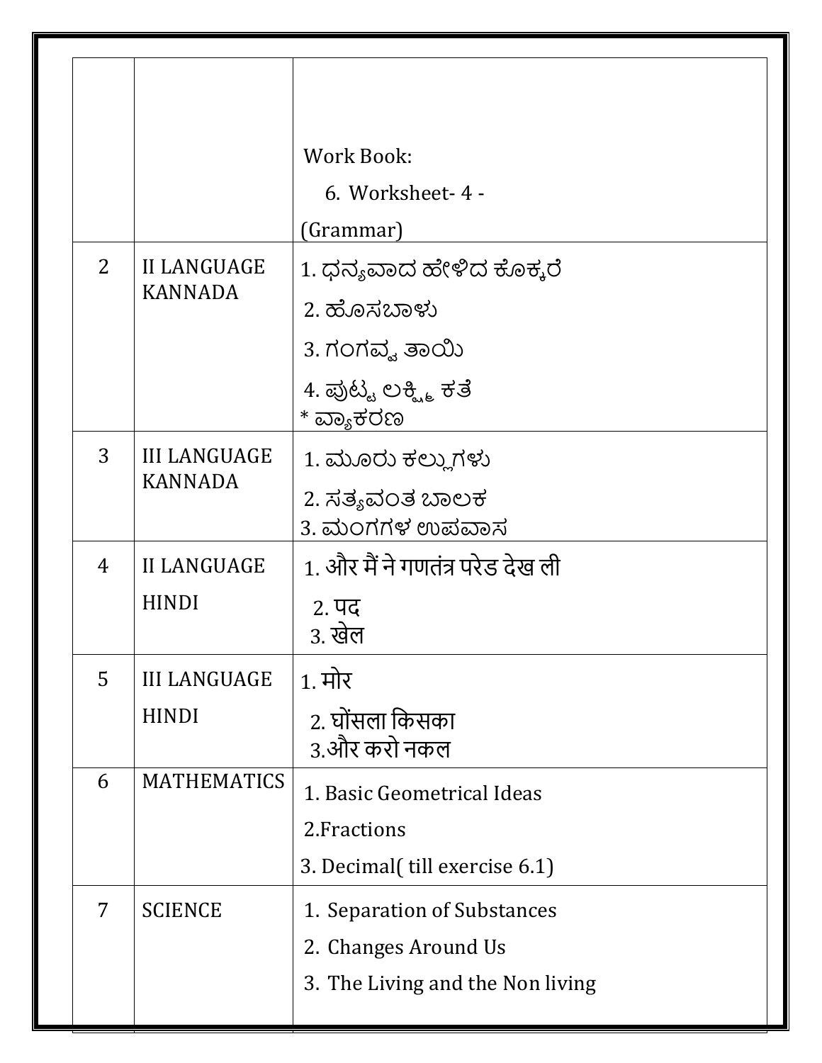| | | |
|---|---|---|
| | | Work Book:<br>6. Worksheet- 4 -<br>(Grammar) |
| 2 | II LANGUAGE KANNADA | 1. ಧನ್ಯವಾದ ಹೇಳಿದ ಕೊಕ್ಕರೆ<br>2. ಹೊಸಬಾಳು<br>3. ಗಂಗವ್ವ ತಾಯಿ<br>4. ಪುಟ್ಟ ಲಕ್ಷ್ಮೀ ಕತೆ<br>* ವ್ಯಾಕರಣ |
| 3 | III LANGUAGE KANNADA | 1. ಮೂರು ಕಲ್ಲುಗಳು<br>2. ಸತ್ಯವಂತ ಬಾಲಕ<br>3. ಮಂಗಗಳ ಉಪವಾಸ |
| 4 | II LANGUAGE HINDI | 1. और मैं ने गणतंत्र परेड देख ली<br>2. पद<br>3. खेल |
| 5 | III LANGUAGE HINDI | 1. मोर<br>2. घोंसला किसका<br>3.और करो नकल |
| 6 | MATHEMATICS | 1. Basic Geometrical Ideas<br>2.Fractions<br>3. Decimal( till exercise 6.1) |
| 7 | SCIENCE | 1. Separation of Substances<br>2. Changes Around Us<br>3. The Living and the Non living |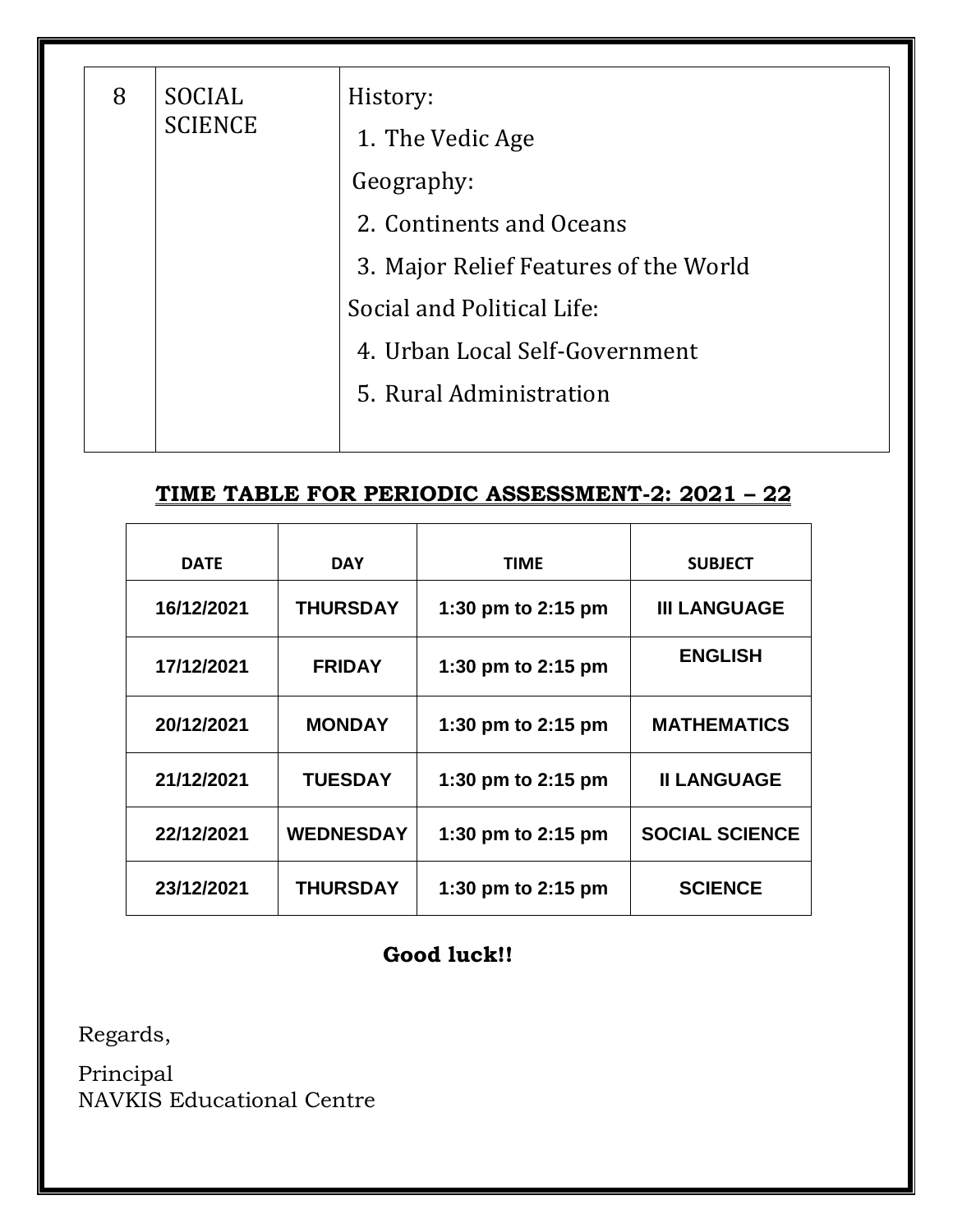| | | |
|---|---|---|
| 8 | SOCIAL SCIENCE | History:<br>1. The Vedic Age<br>Geography:<br>2. Continents and Oceans<br>3. Major Relief Features of the World<br>Social and Political Life:<br>4. Urban Local Self-Government<br>5. Rural Administration |

## TIME TABLE FOR PERIODIC ASSESSMENT-2: 2021 – 22

| DATE | DAY | TIME | SUBJECT |
|---|---|---|---|
| 16/12/2021 | THURSDAY | 1:30 pm to 2:15 pm | III LANGUAGE |
| 17/12/2021 | FRIDAY | 1:30 pm to 2:15 pm | ENGLISH |
| 20/12/2021 | MONDAY | 1:30 pm to 2:15 pm | MATHEMATICS |
| 21/12/2021 | TUESDAY | 1:30 pm to 2:15 pm | II LANGUAGE |
| 22/12/2021 | WEDNESDAY | 1:30 pm to 2:15 pm | SOCIAL SCIENCE |
| 23/12/2021 | THURSDAY | 1:30 pm to 2:15 pm | SCIENCE |

**Good luck!!**

Regards,

Principal
NAVKIS Educational Centre